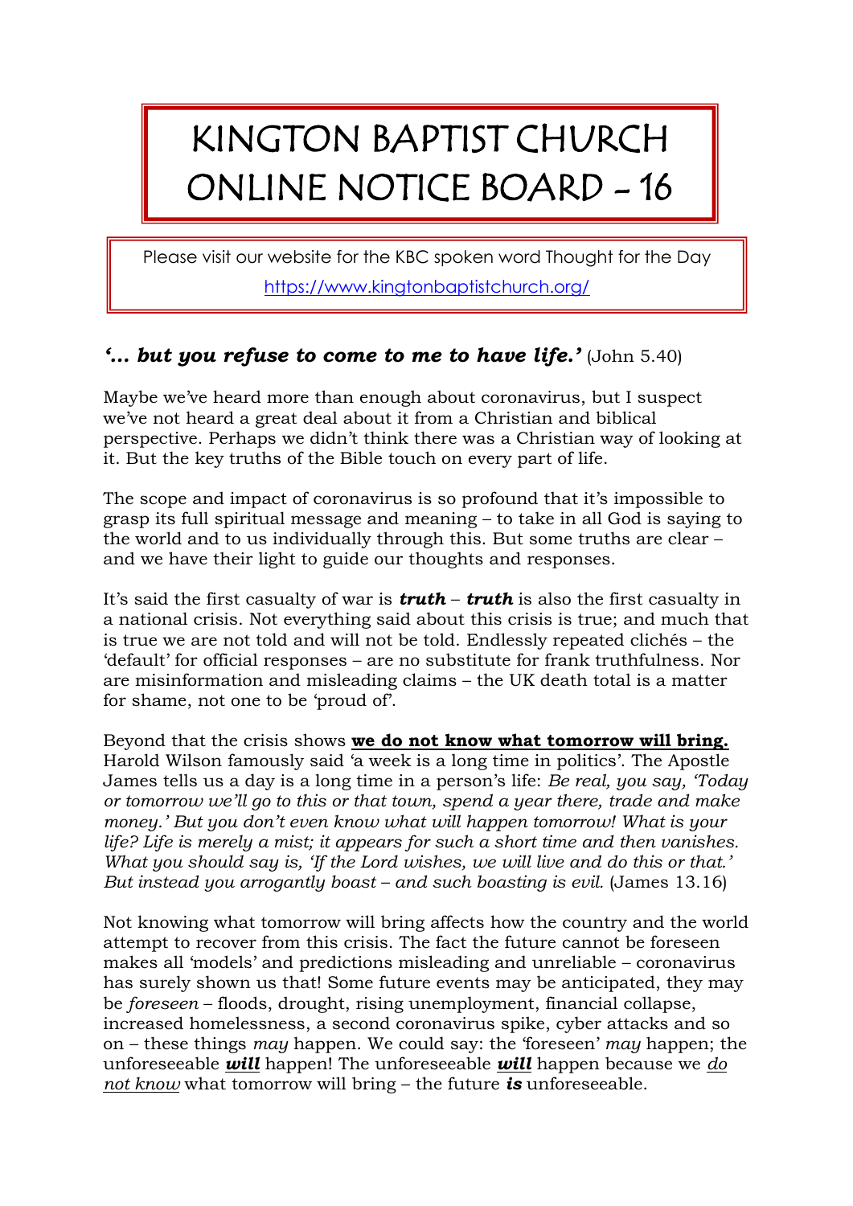# KINGTON BAPTIST CHURCH ONLINE NOTICE BOARD - 16

Please visit our website for the KBC spoken word Thought for the Day

https://www.kingtonbaptistchurch.org/

***'… but you refuse to come to me to have life.'*** (John 5.40)

Maybe we've heard more than enough about coronavirus, but I suspect we've not heard a great deal about it from a Christian and biblical perspective. Perhaps we didn't think there was a Christian way of looking at it. But the key truths of the Bible touch on every part of life.

The scope and impact of coronavirus is so profound that it's impossible to grasp its full spiritual message and meaning – to take in all God is saying to the world and to us individually through this. But some truths are clear – and we have their light to guide our thoughts and responses.

It's said the first casualty of war is ***truth*** – ***truth*** is also the first casualty in a national crisis. Not everything said about this crisis is true; and much that is true we are not told and will not be told. Endlessly repeated clichés – the 'default' for official responses – are no substitute for frank truthfulness. Nor are misinformation and misleading claims – the UK death total is a matter for shame, not one to be 'proud of'.

Beyond that the crisis shows **we do not know what tomorrow will bring.** Harold Wilson famously said 'a week is a long time in politics'. The Apostle James tells us a day is a long time in a person's life: *Be real, you say, 'Today or tomorrow we'll go to this or that town, spend a year there, trade and make money.' But you don't even know what will happen tomorrow! What is your life? Life is merely a mist; it appears for such a short time and then vanishes. What you should say is, 'If the Lord wishes, we will live and do this or that.' But instead you arrogantly boast – and such boasting is evil.* (James 13.16)

Not knowing what tomorrow will bring affects how the country and the world attempt to recover from this crisis. The fact the future cannot be foreseen makes all 'models' and predictions misleading and unreliable – coronavirus has surely shown us that! Some future events may be anticipated, they may be *foreseen* – floods, drought, rising unemployment, financial collapse, increased homelessness, a second coronavirus spike, cyber attacks and so on – these things *may* happen. We could say: the 'foreseen' *may* happen; the unforeseeable ***will*** happen! The unforeseeable ***will*** happen because we *do not know* what tomorrow will bring – the future ***is*** unforeseeable.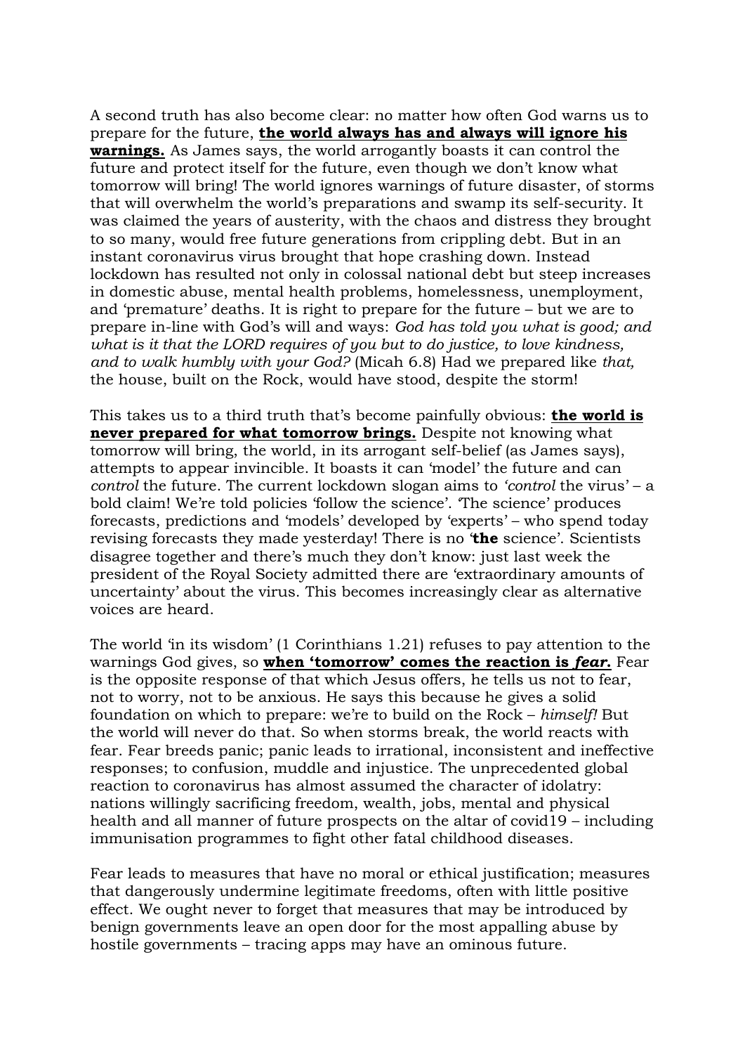A second truth has also become clear: no matter how often God warns us to prepare for the future, **the world always has and always will ignore his warnings.** As James says, the world arrogantly boasts it can control the future and protect itself for the future, even though we don't know what tomorrow will bring! The world ignores warnings of future disaster, of storms that will overwhelm the world's preparations and swamp its self-security. It was claimed the years of austerity, with the chaos and distress they brought to so many, would free future generations from crippling debt. But in an instant coronavirus virus brought that hope crashing down. Instead lockdown has resulted not only in colossal national debt but steep increases in domestic abuse, mental health problems, homelessness, unemployment, and 'premature' deaths. It is right to prepare for the future – but we are to prepare in-line with God's will and ways: *God has told you what is good; and what is it that the LORD requires of you but to do justice, to love kindness, and to walk humbly with your God?* (Micah 6.8) Had we prepared like *that,* the house, built on the Rock, would have stood, despite the storm!

This takes us to a third truth that's become painfully obvious: **the world is never prepared for what tomorrow brings.** Despite not knowing what tomorrow will bring, the world, in its arrogant self-belief (as James says), attempts to appear invincible. It boasts it can 'model' the future and can *control* the future. The current lockdown slogan aims to *'control* the virus' – a bold claim! We're told policies 'follow the science'. 'The science' produces forecasts, predictions and 'models' developed by 'experts' – who spend today revising forecasts they made yesterday! There is no '**the** science'. Scientists disagree together and there's much they don't know: just last week the president of the Royal Society admitted there are 'extraordinary amounts of uncertainty' about the virus. This becomes increasingly clear as alternative voices are heard.

The world 'in its wisdom' (1 Corinthians 1.21) refuses to pay attention to the warnings God gives, so **when 'tomorrow' comes the reaction is *fear.*** Fear is the opposite response of that which Jesus offers, he tells us not to fear, not to worry, not to be anxious. He says this because he gives a solid foundation on which to prepare: we're to build on the Rock – *himself!* But the world will never do that. So when storms break, the world reacts with fear. Fear breeds panic; panic leads to irrational, inconsistent and ineffective responses; to confusion, muddle and injustice. The unprecedented global reaction to coronavirus has almost assumed the character of idolatry: nations willingly sacrificing freedom, wealth, jobs, mental and physical health and all manner of future prospects on the altar of covid19 – including immunisation programmes to fight other fatal childhood diseases.

Fear leads to measures that have no moral or ethical justification; measures that dangerously undermine legitimate freedoms, often with little positive effect. We ought never to forget that measures that may be introduced by benign governments leave an open door for the most appalling abuse by hostile governments – tracing apps may have an ominous future.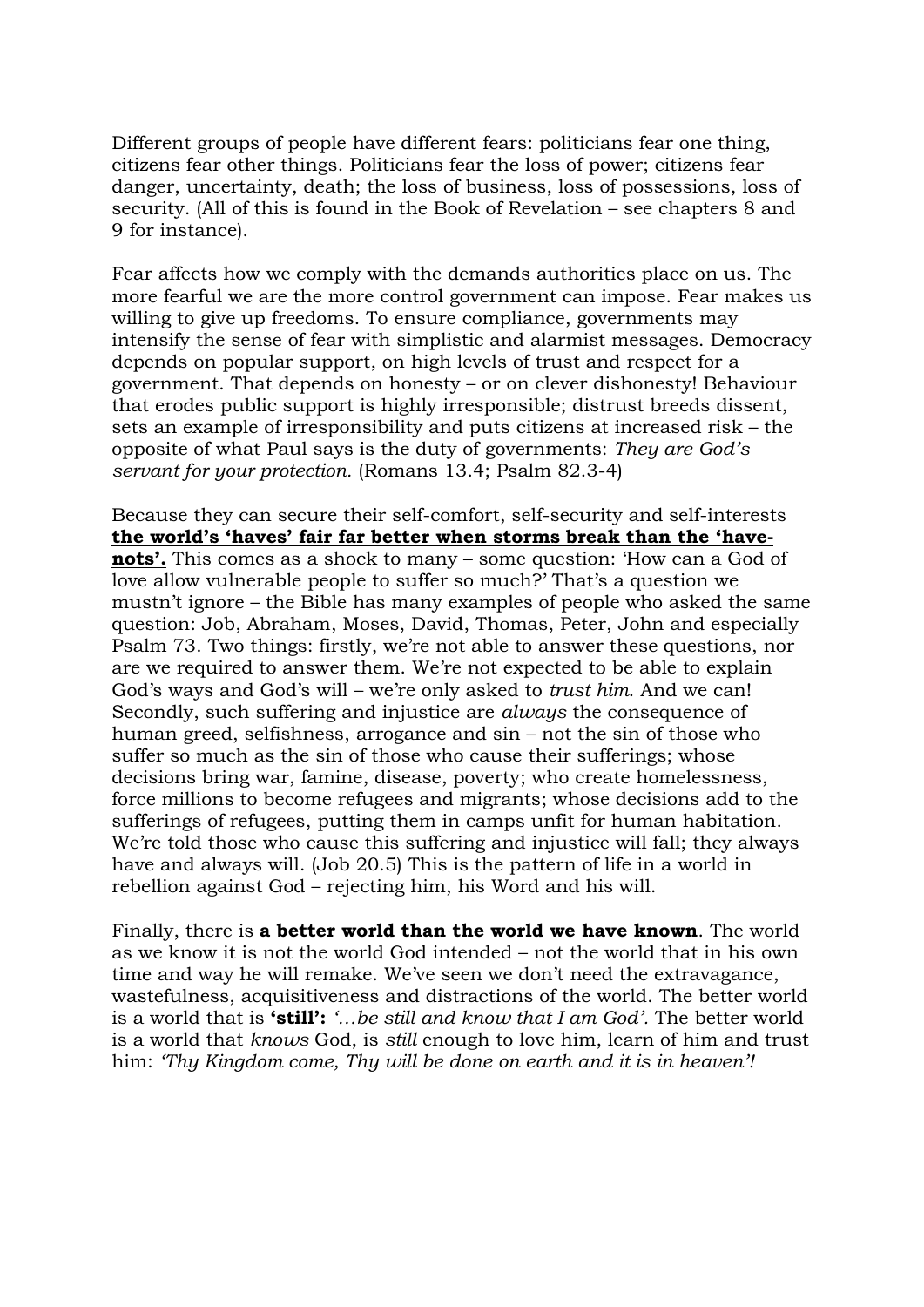Different groups of people have different fears: politicians fear one thing, citizens fear other things. Politicians fear the loss of power; citizens fear danger, uncertainty, death; the loss of business, loss of possessions, loss of security. (All of this is found in the Book of Revelation – see chapters 8 and 9 for instance).

Fear affects how we comply with the demands authorities place on us. The more fearful we are the more control government can impose. Fear makes us willing to give up freedoms. To ensure compliance, governments may intensify the sense of fear with simplistic and alarmist messages. Democracy depends on popular support, on high levels of trust and respect for a government. That depends on honesty – or on clever dishonesty! Behaviour that erodes public support is highly irresponsible; distrust breeds dissent, sets an example of irresponsibility and puts citizens at increased risk – the opposite of what Paul says is the duty of governments: *They are God's servant for your protection.* (Romans 13.4; Psalm 82.3-4)

Because they can secure their self-comfort, self-security and self-interests **the world's 'haves' fair far better when storms break than the 'have-nots'.** This comes as a shock to many – some question: 'How can a God of love allow vulnerable people to suffer so much?' That's a question we mustn't ignore – the Bible has many examples of people who asked the same question: Job, Abraham, Moses, David, Thomas, Peter, John and especially Psalm 73. Two things: firstly, we're not able to answer these questions, nor are we required to answer them. We're not expected to be able to explain God's ways and God's will – we're only asked to *trust him*. And we can! Secondly, such suffering and injustice are *always* the consequence of human greed, selfishness, arrogance and sin – not the sin of those who suffer so much as the sin of those who cause their sufferings; whose decisions bring war, famine, disease, poverty; who create homelessness, force millions to become refugees and migrants; whose decisions add to the sufferings of refugees, putting them in camps unfit for human habitation. We're told those who cause this suffering and injustice will fall; they always have and always will. (Job 20.5) This is the pattern of life in a world in rebellion against God – rejecting him, his Word and his will.

Finally, there is **a better world than the world we have known**. The world as we know it is not the world God intended – not the world that in his own time and way he will remake. We've seen we don't need the extravagance, wastefulness, acquisitiveness and distractions of the world. The better world is a world that is **'still':** *'…be still and know that I am God'.* The better world is a world that *knows* God, is *still* enough to love him, learn of him and trust him: *'Thy Kingdom come, Thy will be done on earth and it is in heaven'!*